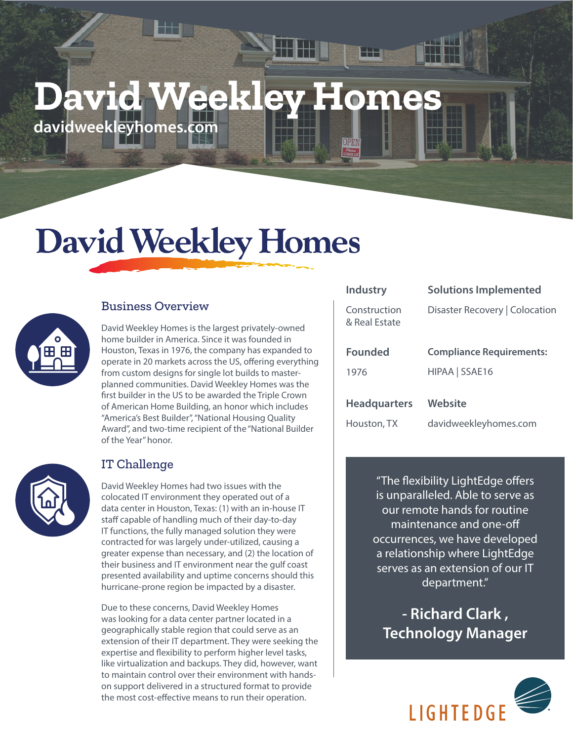# David Weekley Homes

davidweekleyhomes.com

David Weekley Homes

## Business Overview

David Weekley Homes is the largest privately-owned home builder in America. Since it was founded in Houston, Texas in 1976, the company has expanded to operate in 20 markets across the US, offering everything from custom designs for single lot builds to master-planned communities. David Weekley Homes was the first builder in the US to be awarded the Triple Crown of American Home Building, an honor which includes "America's Best Builder", "National Housing Quality Award", and two-time recipient of the "National Builder of the Year" honor.

## IT Challenge

David Weekley Homes had two issues with the colocated IT environment they operated out of a data center in Houston, Texas: (1) with an in-house IT staff capable of handling much of their day-to-day IT functions, the fully managed solution they were contracted for was largely under-utilized, causing a greater expense than necessary, and (2) the location of their business and IT environment near the gulf coast presented availability and uptime concerns should this hurricane-prone region be impacted by a disaster.

Due to these concerns, David Weekley Homes was looking for a data center partner located in a geographically stable region that could serve as an extension of their IT department. They were seeking the expertise and flexibility to perform higher level tasks, like virtualization and backups. They did, however, want to maintain control over their environment with hands-on support delivered in a structured format to provide the most cost-effective means to run their operation.

**Industry**

Construction & Real Estate

**Solutions Implemented**

Disaster Recovery | Colocation

**Founded**

1976

**Compliance Requirements:**

HIPAA | SSAE16

**Headquarters**

Houston, TX

**Website**

davidweekleyhomes.com

"The flexibility LightEdge offers is unparalleled. Able to serve as our remote hands for routine maintenance and one-off occurrences, we have developed a relationship where LightEdge serves as an extension of our IT department."

**- Richard Clark , Technology Manager**

LIGHTEDGE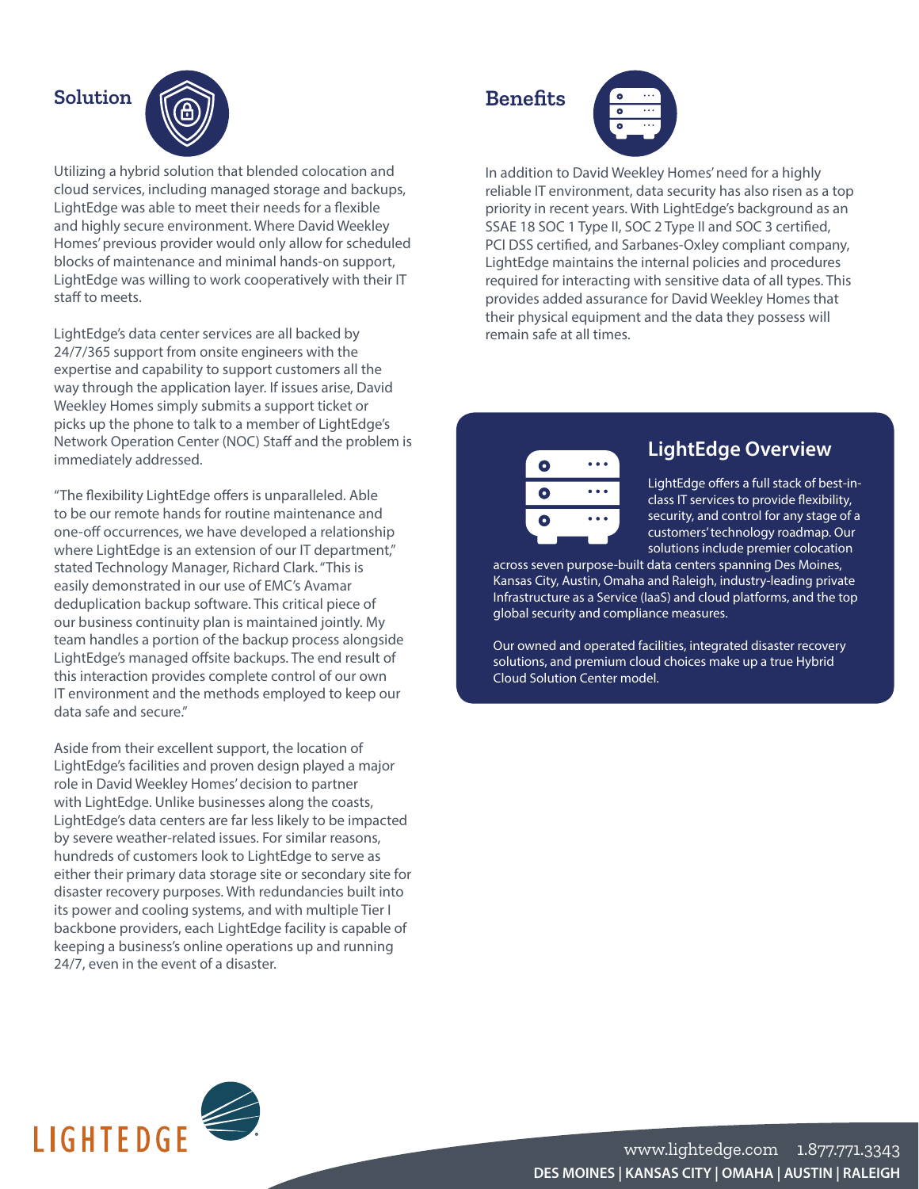## Solution

Utilizing a hybrid solution that blended colocation and cloud services, including managed storage and backups, LightEdge was able to meet their needs for a flexible and highly secure environment. Where David Weekley Homes' previous provider would only allow for scheduled blocks of maintenance and minimal hands-on support, LightEdge was willing to work cooperatively with their IT staff to meets.

LightEdge's data center services are all backed by 24/7/365 support from onsite engineers with the expertise and capability to support customers all the way through the application layer. If issues arise, David Weekley Homes simply submits a support ticket or picks up the phone to talk to a member of LightEdge's Network Operation Center (NOC) Staff and the problem is immediately addressed.

"The flexibility LightEdge offers is unparalleled. Able to be our remote hands for routine maintenance and one-off occurrences, we have developed a relationship where LightEdge is an extension of our IT department," stated Technology Manager, Richard Clark. "This is easily demonstrated in our use of EMC's Avamar deduplication backup software. This critical piece of our business continuity plan is maintained jointly. My team handles a portion of the backup process alongside LightEdge's managed offsite backups. The end result of this interaction provides complete control of our own IT environment and the methods employed to keep our data safe and secure."

Aside from their excellent support, the location of LightEdge's facilities and proven design played a major role in David Weekley Homes' decision to partner with LightEdge. Unlike businesses along the coasts, LightEdge's data centers are far less likely to be impacted by severe weather-related issues. For similar reasons, hundreds of customers look to LightEdge to serve as either their primary data storage site or secondary site for disaster recovery purposes. With redundancies built into its power and cooling systems, and with multiple Tier I backbone providers, each LightEdge facility is capable of keeping a business's online operations up and running 24/7, even in the event of a disaster.

## Benefits

In addition to David Weekley Homes' need for a highly reliable IT environment, data security has also risen as a top priority in recent years. With LightEdge's background as an SSAE 18 SOC 1 Type II, SOC 2 Type II and SOC 3 certified, PCI DSS certified, and Sarbanes-Oxley compliant company, LightEdge maintains the internal policies and procedures required for interacting with sensitive data of all types. This provides added assurance for David Weekley Homes that their physical equipment and the data they possess will remain safe at all times.

### LightEdge Overview

LightEdge offers a full stack of best-in-class IT services to provide flexibility, security, and control for any stage of a customers' technology roadmap. Our solutions include premier colocation across seven purpose-built data centers spanning Des Moines, Kansas City, Austin, Omaha and Raleigh, industry-leading private Infrastructure as a Service (IaaS) and cloud platforms, and the top global security and compliance measures.

Our owned and operated facilities, integrated disaster recovery solutions, and premium cloud choices make up a true Hybrid Cloud Solution Center model.

LIGHTEDGE

www.lightedge.com 1.877.771.3343

DES MOINES | KANSAS CITY | OMAHA | AUSTIN | RALEIGH